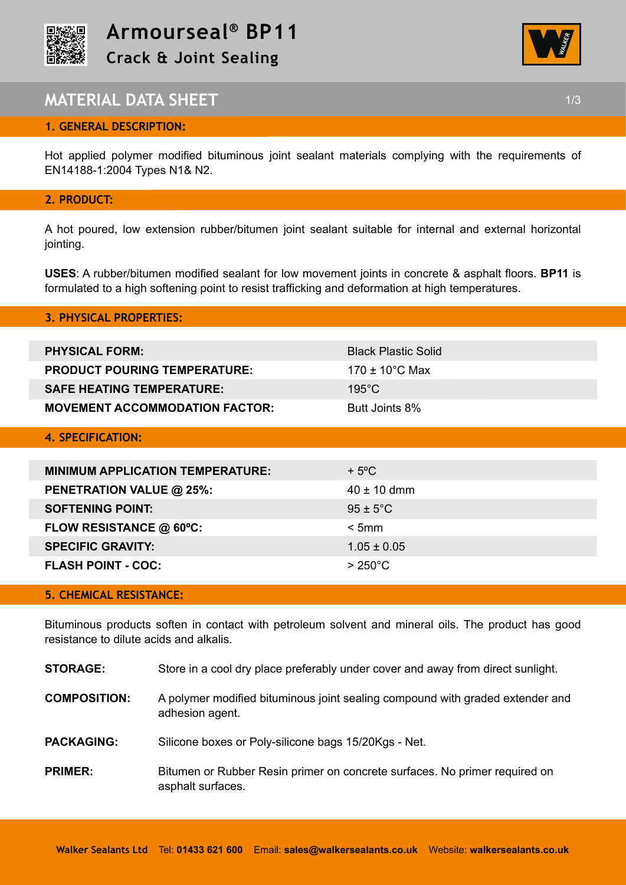# Armourseal® BP11

## Crack & Joint Sealing

## MATERIAL DATA SHEET

### 1. GENERAL DESCRIPTION:

Hot applied polymer modified bituminous joint sealant materials complying with the requirements of EN14188-1:2004 Types N1& N2.

### 2. PRODUCT:

A hot poured, low extension rubber/bitumen joint sealant suitable for internal and external horizontal jointing.

**USES**: A rubber/bitumen modified sealant for low movement joints in concrete & asphalt floors. **BP11** is formulated to a high softening point to resist trafficking and deformation at high temperatures.

### 3. PHYSICAL PROPERTIES:

| | |
|---|---|
| **PHYSICAL FORM:** | Black Plastic Solid |
| **PRODUCT POURING TEMPERATURE:** | 170 ± 10°C Max |
| **SAFE HEATING TEMPERATURE:** | 195°C |
| **MOVEMENT ACCOMMODATION FACTOR:** | Butt Joints 8% |

### 4. SPECIFICATION:

| | |
|---|---|
| **MINIMUM APPLICATION TEMPERATURE:** | + 5ºC |
| **PENETRATION VALUE @ 25%:** | 40 ± 10 dmm |
| **SOFTENING POINT:** | 95 ± 5°C |
| **FLOW RESISTANCE @ 60ºC:** | < 5mm |
| **SPECIFIC GRAVITY:** | 1.05 ± 0.05 |
| **FLASH POINT - COC:** | > 250°C |

### 5. CHEMICAL RESISTANCE:

Bituminous products soften in contact with petroleum solvent and mineral oils. The product has good resistance to dilute acids and alkalis.

**STORAGE:** Store in a cool dry place preferably under cover and away from direct sunlight.

**COMPOSITION:** A polymer modified bituminous joint sealing compound with graded extender and adhesion agent.

**PACKAGING:** Silicone boxes or Poly-silicone bags 15/20Kgs - Net.

**PRIMER:** Bitumen or Rubber Resin primer on concrete surfaces. No primer required on asphalt surfaces.

**Walker Sealants Ltd** Tel: **01433 621 600** Email: **sales@walkersealants.co.uk** Website: **walkersealants.co.uk**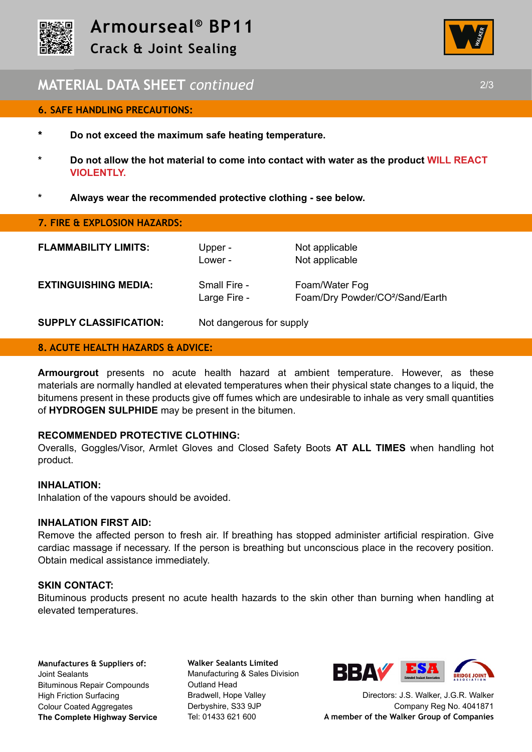# Armourseal® BP11

## Crack & Joint Sealing

## MATERIAL DATA SHEET *continued*

### 6. SAFE HANDLING PRECAUTIONS:

* **Do not exceed the maximum safe heating temperature.**
* **Do not allow the hot material to come into contact with water as the product WILL REACT VIOLENTLY.**
* **Always wear the recommended protective clothing - see below.**

### 7. FIRE & EXPLOSION HAZARDS:

| | | |
|---|---|---|
| **FLAMMABILITY LIMITS:** | Upper -<br>Lower - | Not applicable<br>Not applicable |
| **EXTINGUISHING MEDIA:** | Small Fire -<br>Large Fire - | Foam/Water Fog<br>Foam/Dry Powder/$CO^2$/Sand/Earth |
| **SUPPLY CLASSIFICATION:** | Not dangerous for supply | |

### 8. ACUTE HEALTH HAZARDS & ADVICE:

**Armourgrout** presents no acute health hazard at ambient temperature. However, as these materials are normally handled at elevated temperatures when their physical state changes to a liquid, the bitumens present in these products give off fumes which are undesirable to inhale as very small quantities of **HYDROGEN SULPHIDE** may be present in the bitumen.

**RECOMMENDED PROTECTIVE CLOTHING:**
Overalls, Goggles/Visor, Armlet Gloves and Closed Safety Boots **AT ALL TIMES** when handling hot product.

**INHALATION:**
Inhalation of the vapours should be avoided.

**INHALATION FIRST AID:**
Remove the affected person to fresh air. If breathing has stopped administer artificial respiration. Give cardiac massage if necessary. If the person is breathing but unconscious place in the recovery position. Obtain medical assistance immediately.

**SKIN CONTACT:**
Bituminous products present no acute health hazards to the skin other than burning when handling at elevated temperatures.

**Manufactures & Suppliers of:**
Joint Sealants
Bituminous Repair Compounds
High Friction Surfacing
Colour Coated Aggregates
**The Complete Highway Service**

**Walker Sealants Limited**
Manufacturing & Sales Division
Outland Head
Bradwell, Hope Valley
Derbyshire, S33 9JP
Tel: 01433 621 600

Directors: J.S. Walker, J.G.R. Walker
Company Reg No. 4041871
**A member of the Walker Group of Companies**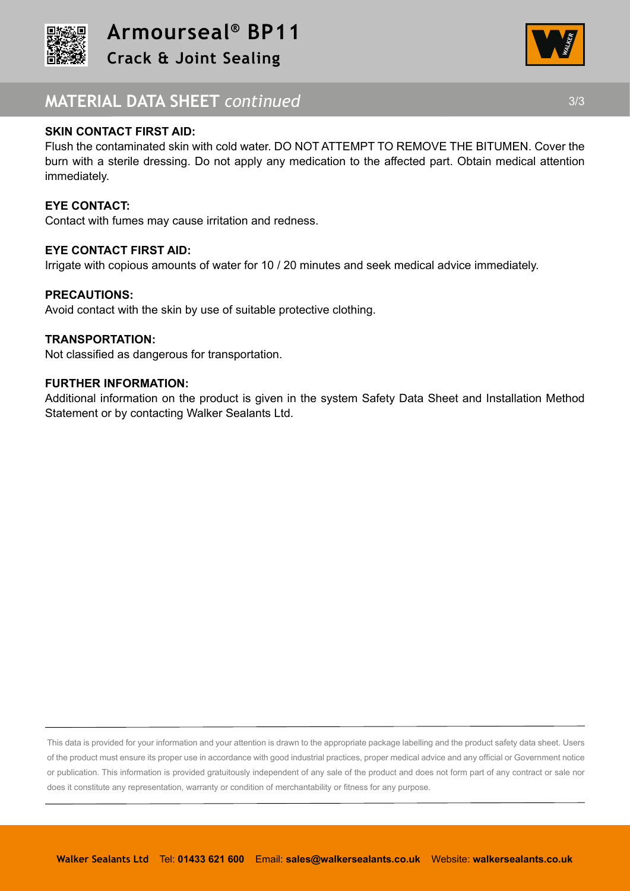## MATERIAL DATA SHEET *continued*

**SKIN CONTACT FIRST AID:**

Flush the contaminated skin with cold water. DO NOT ATTEMPT TO REMOVE THE BITUMEN. Cover the burn with a sterile dressing. Do not apply any medication to the affected part. Obtain medical attention immediately.

**EYE CONTACT:**

Contact with fumes may cause irritation and redness.

**EYE CONTACT FIRST AID:**

Irrigate with copious amounts of water for 10 / 20 minutes and seek medical advice immediately.

**PRECAUTIONS:**

Avoid contact with the skin by use of suitable protective clothing.

**TRANSPORTATION:**

Not classified as dangerous for transportation.

**FURTHER INFORMATION:**

Additional information on the product is given in the system Safety Data Sheet and Installation Method Statement or by contacting Walker Sealants Ltd.

---

This data is provided for your information and your attention is drawn to the appropriate package labelling and the product safety data sheet. Users of the product must ensure its proper use in accordance with good industrial practices, proper medical advice and any official or Government notice or publication. This information is provided gratuitously independent of any sale of the product and does not form part of any contract or sale nor does it constitute any representation, warranty or condition of merchantability or fitness for any purpose.

---

**Walker Sealants Ltd** Tel: **01433 621 600** Email: **sales@walkersealants.co.uk** Website: **walkersealants.co.uk**